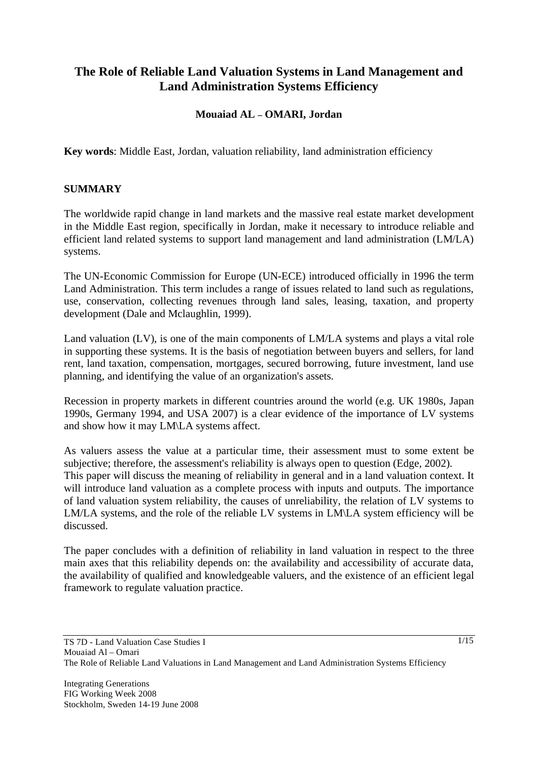# The Role of Reliable Land Valuation Systems in Land Management and Land Administration Systems Efficiency

**Mouaiad AL – OMARI, Jordan**

**Key words**: Middle East, Jordan, valuation reliability, land administration efficiency

## SUMMARY

The worldwide rapid change in land markets and the massive real estate market development in the Middle East region, specifically in Jordan, make it necessary to introduce reliable and efficient land related systems to support land management and land administration (LM/LA) systems.

The UN-Economic Commission for Europe (UN-ECE) introduced officially in 1996 the term Land Administration. This term includes a range of issues related to land such as regulations, use, conservation, collecting revenues through land sales, leasing, taxation, and property development (Dale and Mclaughlin, 1999).

Land valuation (LV), is one of the main components of LM/LA systems and plays a vital role in supporting these systems. It is the basis of negotiation between buyers and sellers, for land rent, land taxation, compensation, mortgages, secured borrowing, future investment, land use planning, and identifying the value of an organization's assets.

Recession in property markets in different countries around the world (e.g. UK 1980s, Japan 1990s, Germany 1994, and USA 2007) is a clear evidence of the importance of LV systems and show how it may LM\LA systems affect.

As valuers assess the value at a particular time, their assessment must to some extent be subjective; therefore, the assessment's reliability is always open to question (Edge, 2002). This paper will discuss the meaning of reliability in general and in a land valuation context. It will introduce land valuation as a complete process with inputs and outputs. The importance of land valuation system reliability, the causes of unreliability, the relation of LV systems to LM/LA systems, and the role of the reliable LV systems in LM\LA system efficiency will be discussed.

The paper concludes with a definition of reliability in land valuation in respect to the three main axes that this reliability depends on: the availability and accessibility of accurate data, the availability of qualified and knowledgeable valuers, and the existence of an efficient legal framework to regulate valuation practice.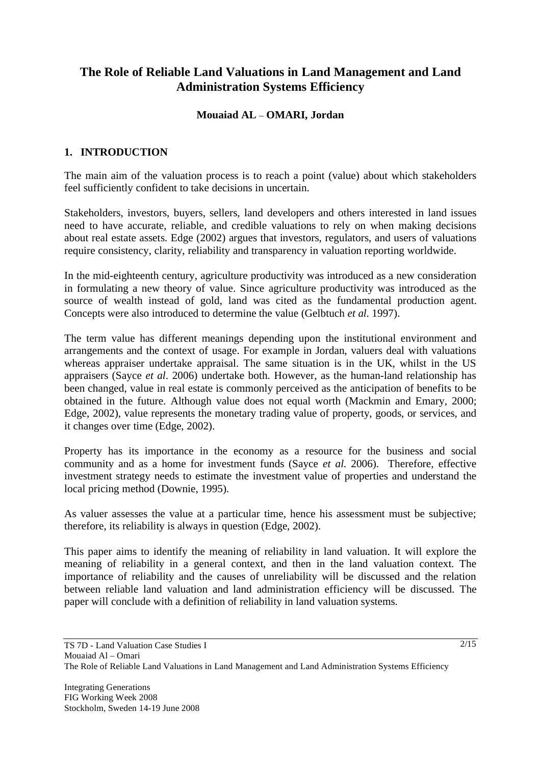# The Role of Reliable Land Valuations in Land Management and Land Administration Systems Efficiency

**Mouaiad AL – OMARI, Jordan**

## 1. INTRODUCTION

The main aim of the valuation process is to reach a point (value) about which stakeholders feel sufficiently confident to take decisions in uncertain.

Stakeholders, investors, buyers, sellers, land developers and others interested in land issues need to have accurate, reliable, and credible valuations to rely on when making decisions about real estate assets. Edge (2002) argues that investors, regulators, and users of valuations require consistency, clarity, reliability and transparency in valuation reporting worldwide.

In the mid-eighteenth century, agriculture productivity was introduced as a new consideration in formulating a new theory of value. Since agriculture productivity was introduced as the source of wealth instead of gold, land was cited as the fundamental production agent. Concepts were also introduced to determine the value (Gelbtuch *et al.* 1997).

The term value has different meanings depending upon the institutional environment and arrangements and the context of usage. For example in Jordan, valuers deal with valuations whereas appraiser undertake appraisal. The same situation is in the UK, whilst in the US appraisers (Sayce *et al.* 2006) undertake both. However, as the human-land relationship has been changed, value in real estate is commonly perceived as the anticipation of benefits to be obtained in the future. Although value does not equal worth (Mackmin and Emary, 2000; Edge, 2002), value represents the monetary trading value of property, goods, or services, and it changes over time (Edge, 2002).

Property has its importance in the economy as a resource for the business and social community and as a home for investment funds (Sayce *et al.* 2006). Therefore, effective investment strategy needs to estimate the investment value of properties and understand the local pricing method (Downie, 1995).

As valuer assesses the value at a particular time, hence his assessment must be subjective; therefore, its reliability is always in question (Edge, 2002).

This paper aims to identify the meaning of reliability in land valuation. It will explore the meaning of reliability in a general context, and then in the land valuation context. The importance of reliability and the causes of unreliability will be discussed and the relation between reliable land valuation and land administration efficiency will be discussed. The paper will conclude with a definition of reliability in land valuation systems.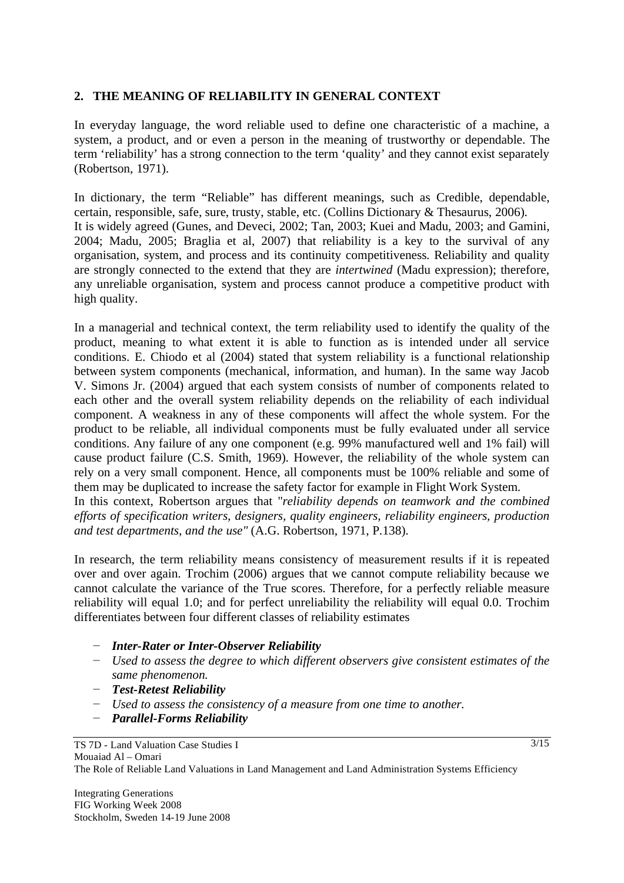## 2. THE MEANING OF RELIABILITY IN GENERAL CONTEXT

In everyday language, the word reliable used to define one characteristic of a machine, a system, a product, and or even a person in the meaning of trustworthy or dependable. The term 'reliability' has a strong connection to the term 'quality' and they cannot exist separately (Robertson, 1971).

In dictionary, the term "Reliable" has different meanings, such as Credible, dependable, certain, responsible, safe, sure, trusty, stable, etc. (Collins Dictionary & Thesaurus, 2006).
It is widely agreed (Gunes, and Deveci, 2002; Tan, 2003; Kuei and Madu, 2003; and Gamini, 2004; Madu, 2005; Braglia et al, 2007) that reliability is a key to the survival of any organisation, system, and process and its continuity competitiveness. Reliability and quality are strongly connected to the extend that they are *intertwined* (Madu expression); therefore, any unreliable organisation, system and process cannot produce a competitive product with high quality.

In a managerial and technical context, the term reliability used to identify the quality of the product, meaning to what extent it is able to function as is intended under all service conditions. E. Chiodo et al (2004) stated that system reliability is a functional relationship between system components (mechanical, information, and human). In the same way Jacob V. Simons Jr. (2004) argued that each system consists of number of components related to each other and the overall system reliability depends on the reliability of each individual component. A weakness in any of these components will affect the whole system. For the product to be reliable, all individual components must be fully evaluated under all service conditions. Any failure of any one component (e.g. 99% manufactured well and 1% fail) will cause product failure (C.S. Smith, 1969). However, the reliability of the whole system can rely on a very small component. Hence, all components must be 100% reliable and some of them may be duplicated to increase the safety factor for example in Flight Work System.
In this context, Robertson argues that "*reliability depends on teamwork and the combined efforts of specification writers, designers, quality engineers, reliability engineers, production and test departments, and the use"* (A.G. Robertson, 1971, P.138).

In research, the term reliability means consistency of measurement results if it is repeated over and over again. Trochim (2006) argues that we cannot compute reliability because we cannot calculate the variance of the True scores. Therefore, for a perfectly reliable measure reliability will equal 1.0; and for perfect unreliability the reliability will equal 0.0. Trochim differentiates between four different classes of reliability estimates

- ***Inter-Rater or Inter-Observer Reliability***
- *Used to assess the degree to which different observers give consistent estimates of the same phenomenon.*
- ***Test-Retest Reliability***
- *Used to assess the consistency of a measure from one time to another.*
- ***Parallel-Forms Reliability***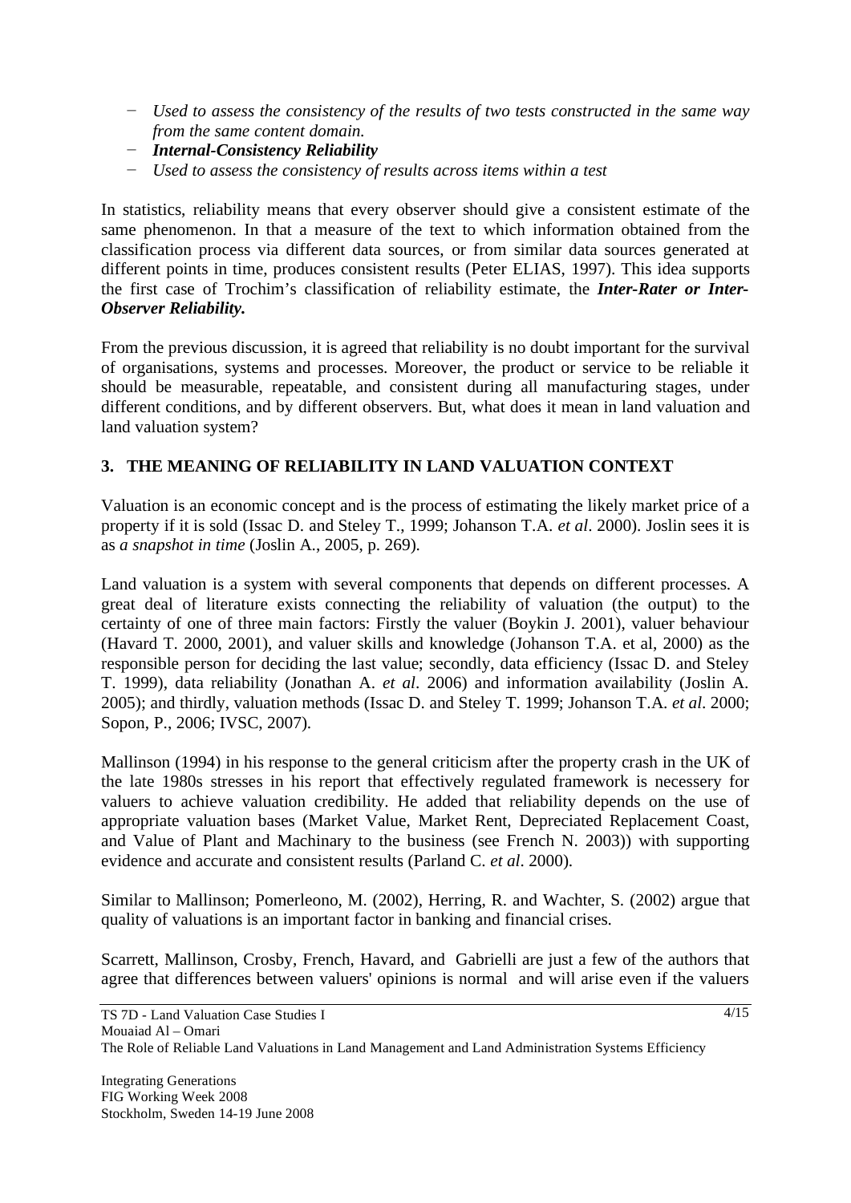- *Used to assess the consistency of the results of two tests constructed in the same way from the same content domain.*
- ***Internal-Consistency Reliability***
- *Used to assess the consistency of results across items within a test*

In statistics, reliability means that every observer should give a consistent estimate of the same phenomenon. In that a measure of the text to which information obtained from the classification process via different data sources, or from similar data sources generated at different points in time, produces consistent results (Peter ELIAS, 1997). This idea supports the first case of Trochim's classification of reliability estimate, the ***Inter-Rater or Inter-Observer Reliability.***

From the previous discussion, it is agreed that reliability is no doubt important for the survival of organisations, systems and processes. Moreover, the product or service to be reliable it should be measurable, repeatable, and consistent during all manufacturing stages, under different conditions, and by different observers. But, what does it mean in land valuation and land valuation system?

## 3. THE MEANING OF RELIABILITY IN LAND VALUATION CONTEXT

Valuation is an economic concept and is the process of estimating the likely market price of a property if it is sold (Issac D. and Steley T., 1999; Johanson T.A. *et al*. 2000). Joslin sees it is as *a snapshot in time* (Joslin A., 2005, p. 269).

Land valuation is a system with several components that depends on different processes. A great deal of literature exists connecting the reliability of valuation (the output) to the certainty of one of three main factors: Firstly the valuer (Boykin J. 2001), valuer behaviour (Havard T. 2000, 2001), and valuer skills and knowledge (Johanson T.A. et al, 2000) as the responsible person for deciding the last value; secondly, data efficiency (Issac D. and Steley T. 1999), data reliability (Jonathan A. *et al*. 2006) and information availability (Joslin A. 2005); and thirdly, valuation methods (Issac D. and Steley T. 1999; Johanson T.A. *et al*. 2000; Sopon, P., 2006; IVSC, 2007).

Mallinson (1994) in his response to the general criticism after the property crash in the UK of the late 1980s stresses in his report that effectively regulated framework is necessery for valuers to achieve valuation credibility. He added that reliability depends on the use of appropriate valuation bases (Market Value, Market Rent, Depreciated Replacement Coast, and Value of Plant and Machinary to the business (see French N. 2003)) with supporting evidence and accurate and consistent results (Parland C. *et al*. 2000).

Similar to Mallinson; Pomerleono, M. (2002), Herring, R. and Wachter, S. (2002) argue that quality of valuations is an important factor in banking and financial crises.

Scarrett, Mallinson, Crosby, French, Havard, and Gabrielli are just a few of the authors that agree that differences between valuers' opinions is normal and will arise even if the valuers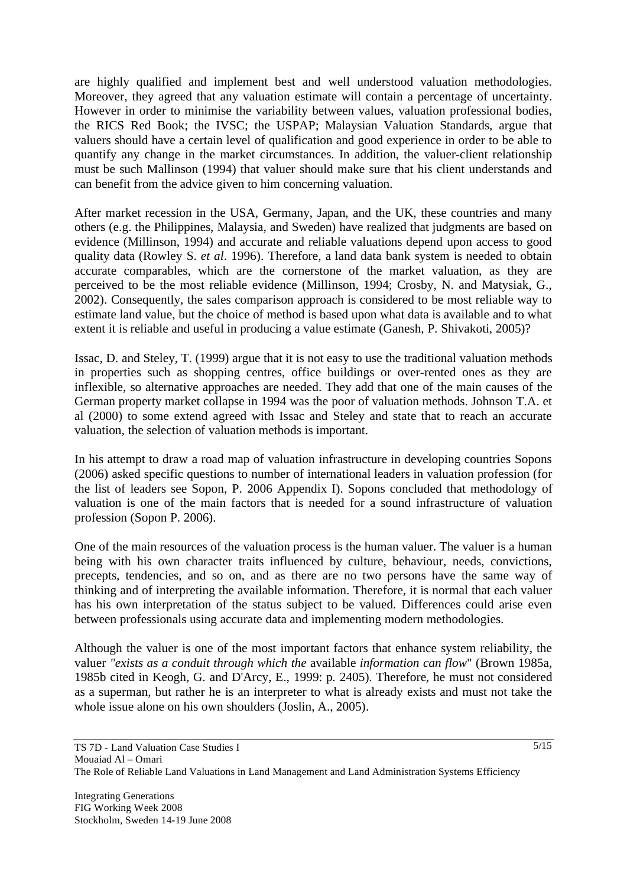are highly qualified and implement best and well understood valuation methodologies. Moreover, they agreed that any valuation estimate will contain a percentage of uncertainty. However in order to minimise the variability between values, valuation professional bodies, the RICS Red Book; the IVSC; the USPAP; Malaysian Valuation Standards, argue that valuers should have a certain level of qualification and good experience in order to be able to quantify any change in the market circumstances. In addition, the valuer-client relationship must be such Mallinson (1994) that valuer should make sure that his client understands and can benefit from the advice given to him concerning valuation.

After market recession in the USA, Germany, Japan, and the UK, these countries and many others (e.g. the Philippines, Malaysia, and Sweden) have realized that judgments are based on evidence (Millinson, 1994) and accurate and reliable valuations depend upon access to good quality data (Rowley S. *et al*. 1996). Therefore, a land data bank system is needed to obtain accurate comparables, which are the cornerstone of the market valuation, as they are perceived to be the most reliable evidence (Millinson, 1994; Crosby, N. and Matysiak, G., 2002). Consequently, the sales comparison approach is considered to be most reliable way to estimate land value, but the choice of method is based upon what data is available and to what extent it is reliable and useful in producing a value estimate (Ganesh, P. Shivakoti, 2005)?

Issac, D. and Steley, T. (1999) argue that it is not easy to use the traditional valuation methods in properties such as shopping centres, office buildings or over-rented ones as they are inflexible, so alternative approaches are needed. They add that one of the main causes of the German property market collapse in 1994 was the poor of valuation methods. Johnson T.A. et al (2000) to some extend agreed with Issac and Steley and state that to reach an accurate valuation, the selection of valuation methods is important.

In his attempt to draw a road map of valuation infrastructure in developing countries Sopons (2006) asked specific questions to number of international leaders in valuation profession (for the list of leaders see Sopon, P. 2006 Appendix I). Sopons concluded that methodology of valuation is one of the main factors that is needed for a sound infrastructure of valuation profession (Sopon P. 2006).

One of the main resources of the valuation process is the human valuer. The valuer is a human being with his own character traits influenced by culture, behaviour, needs, convictions, precepts, tendencies, and so on, and as there are no two persons have the same way of thinking and of interpreting the available information. Therefore, it is normal that each valuer has his own interpretation of the status subject to be valued. Differences could arise even between professionals using accurate data and implementing modern methodologies.

Although the valuer is one of the most important factors that enhance system reliability, the valuer *"exists as a conduit through which the* available *information can flow*" (Brown 1985a, 1985b cited in Keogh, G. and D'Arcy, E., 1999: p. 2405). Therefore, he must not considered as a superman, but rather he is an interpreter to what is already exists and must not take the whole issue alone on his own shoulders (Joslin, A., 2005).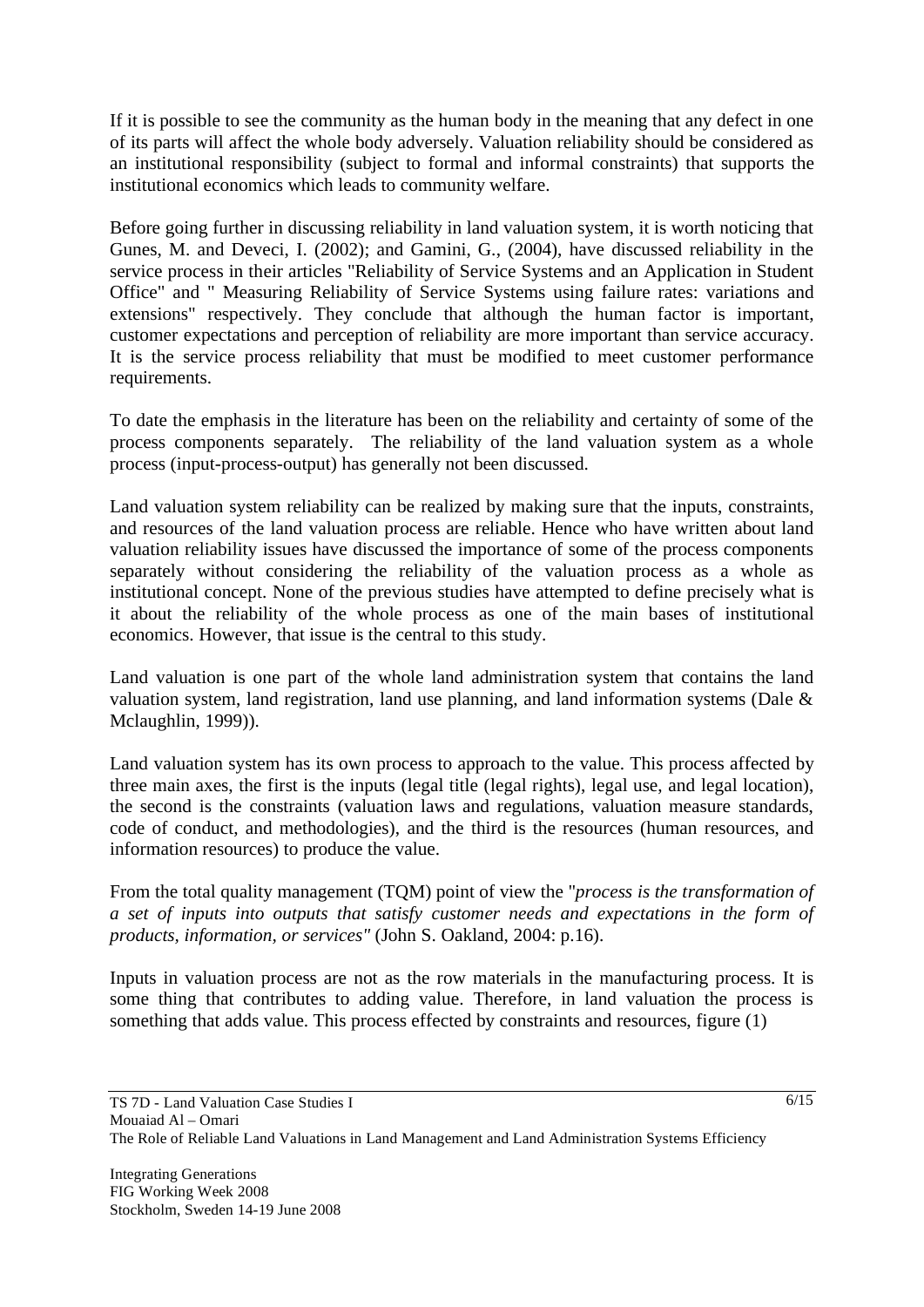If it is possible to see the community as the human body in the meaning that any defect in one of its parts will affect the whole body adversely. Valuation reliability should be considered as an institutional responsibility (subject to formal and informal constraints) that supports the institutional economics which leads to community welfare.

Before going further in discussing reliability in land valuation system, it is worth noticing that Gunes, M. and Deveci, I. (2002); and Gamini, G., (2004), have discussed reliability in the service process in their articles "Reliability of Service Systems and an Application in Student Office" and " Measuring Reliability of Service Systems using failure rates: variations and extensions" respectively. They conclude that although the human factor is important, customer expectations and perception of reliability are more important than service accuracy. It is the service process reliability that must be modified to meet customer performance requirements.

To date the emphasis in the literature has been on the reliability and certainty of some of the process components separately. The reliability of the land valuation system as a whole process (input-process-output) has generally not been discussed.

Land valuation system reliability can be realized by making sure that the inputs, constraints, and resources of the land valuation process are reliable. Hence who have written about land valuation reliability issues have discussed the importance of some of the process components separately without considering the reliability of the valuation process as a whole as institutional concept. None of the previous studies have attempted to define precisely what is it about the reliability of the whole process as one of the main bases of institutional economics. However, that issue is the central to this study.

Land valuation is one part of the whole land administration system that contains the land valuation system, land registration, land use planning, and land information systems (Dale & Mclaughlin, 1999)).

Land valuation system has its own process to approach to the value. This process affected by three main axes, the first is the inputs (legal title (legal rights), legal use, and legal location), the second is the constraints (valuation laws and regulations, valuation measure standards, code of conduct, and methodologies), and the third is the resources (human resources, and information resources) to produce the value.

From the total quality management (TQM) point of view the "*process is the transformation of a set of inputs into outputs that satisfy customer needs and expectations in the form of products, information, or services"* (John S. Oakland, 2004: p.16).

Inputs in valuation process are not as the row materials in the manufacturing process. It is some thing that contributes to adding value. Therefore, in land valuation the process is something that adds value. This process effected by constraints and resources, figure (1)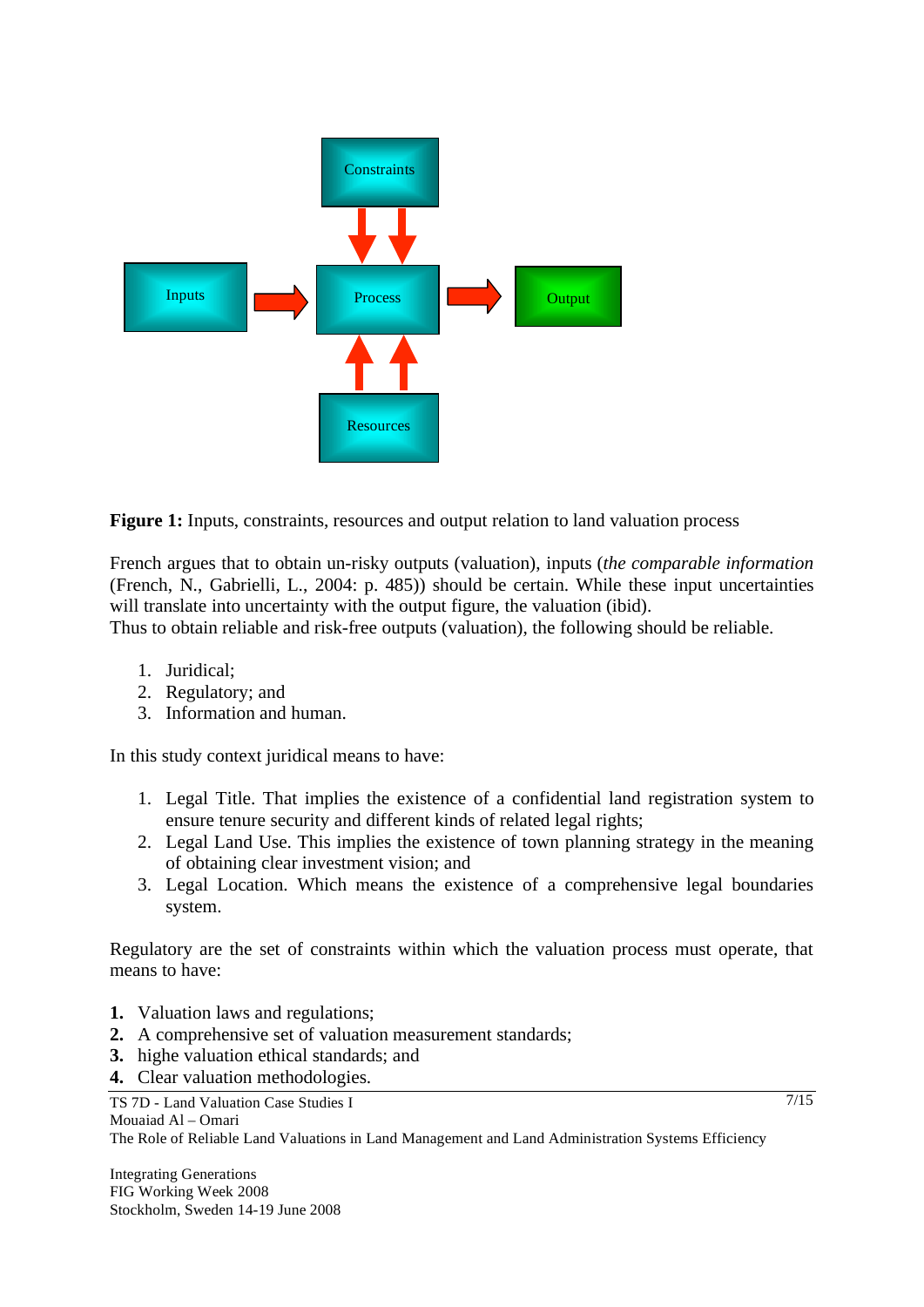**Figure 1:** Inputs, constraints, resources and output relation to land valuation process

French argues that to obtain un-risky outputs (valuation), inputs (*the comparable information* (French, N., Gabrielli, L., 2004: p. 485)) should be certain. While these input uncertainties will translate into uncertainty with the output figure, the valuation (ibid).
Thus to obtain reliable and risk-free outputs (valuation), the following should be reliable.

1. Juridical;
2. Regulatory; and
3. Information and human.

In this study context juridical means to have:

1. Legal Title. That implies the existence of a confidential land registration system to ensure tenure security and different kinds of related legal rights;
2. Legal Land Use. This implies the existence of town planning strategy in the meaning of obtaining clear investment vision; and
3. Legal Location. Which means the existence of a comprehensive legal boundaries system.

Regulatory are the set of constraints within which the valuation process must operate, that means to have:

**1.** Valuation laws and regulations;
**2.** A comprehensive set of valuation measurement standards;
**3.** highe valuation ethical standards; and
**4.** Clear valuation methodologies.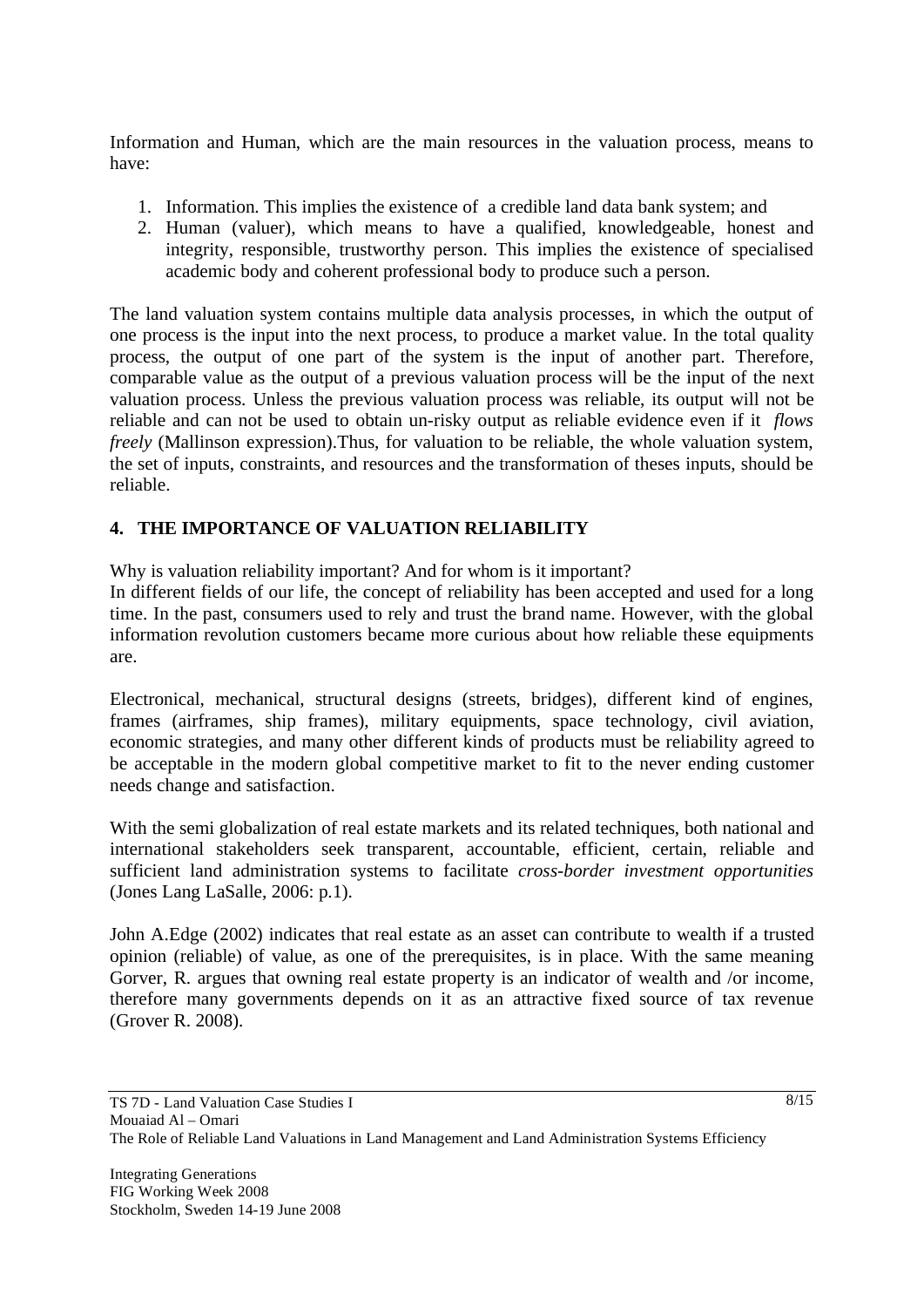Information and Human, which are the main resources in the valuation process, means to have:

1. Information. This implies the existence of a credible land data bank system; and
2. Human (valuer), which means to have a qualified, knowledgeable, honest and integrity, responsible, trustworthy person. This implies the existence of specialised academic body and coherent professional body to produce such a person.

The land valuation system contains multiple data analysis processes, in which the output of one process is the input into the next process, to produce a market value. In the total quality process, the output of one part of the system is the input of another part. Therefore, comparable value as the output of a previous valuation process will be the input of the next valuation process. Unless the previous valuation process was reliable, its output will not be reliable and can not be used to obtain un-risky output as reliable evidence even if it *flows freely* (Mallinson expression).Thus, for valuation to be reliable, the whole valuation system, the set of inputs, constraints, and resources and the transformation of theses inputs, should be reliable.

## 4. THE IMPORTANCE OF VALUATION RELIABILITY

Why is valuation reliability important? And for whom is it important?
In different fields of our life, the concept of reliability has been accepted and used for a long time. In the past, consumers used to rely and trust the brand name. However, with the global information revolution customers became more curious about how reliable these equipments are.

Electronical, mechanical, structural designs (streets, bridges), different kind of engines, frames (airframes, ship frames), military equipments, space technology, civil aviation, economic strategies, and many other different kinds of products must be reliability agreed to be acceptable in the modern global competitive market to fit to the never ending customer needs change and satisfaction.

With the semi globalization of real estate markets and its related techniques, both national and international stakeholders seek transparent, accountable, efficient, certain, reliable and sufficient land administration systems to facilitate *cross-border investment opportunities* (Jones Lang LaSalle, 2006: p.1).

John A.Edge (2002) indicates that real estate as an asset can contribute to wealth if a trusted opinion (reliable) of value, as one of the prerequisites, is in place. With the same meaning Gorver, R. argues that owning real estate property is an indicator of wealth and /or income, therefore many governments depends on it as an attractive fixed source of tax revenue (Grover R. 2008).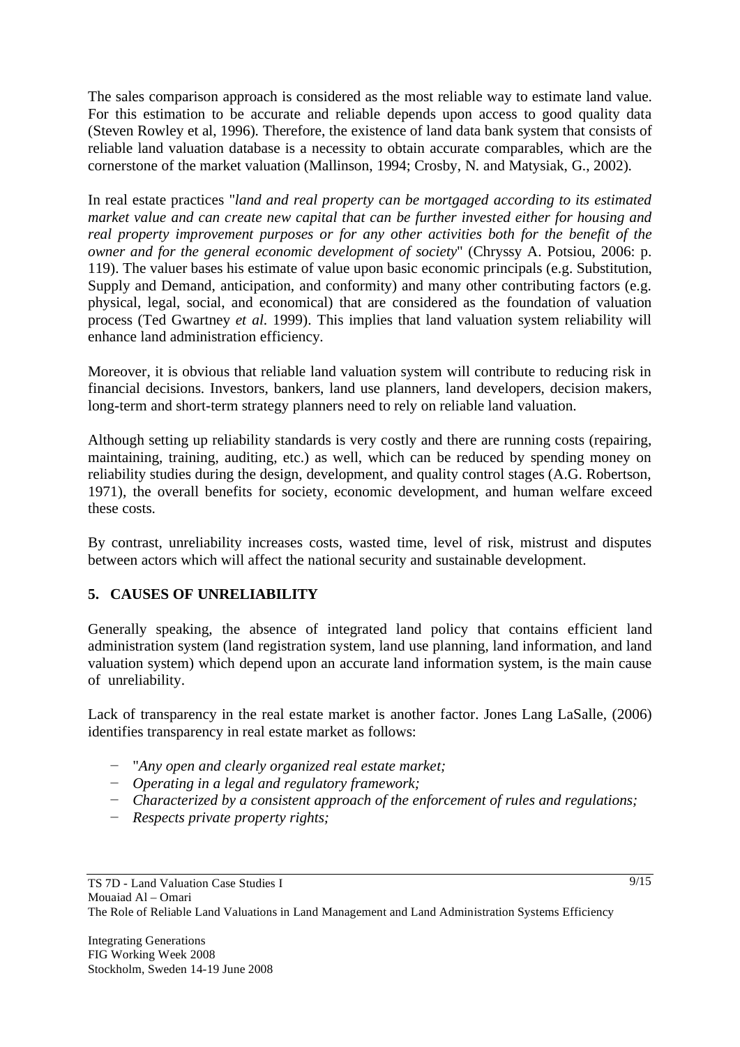The sales comparison approach is considered as the most reliable way to estimate land value. For this estimation to be accurate and reliable depends upon access to good quality data (Steven Rowley et al, 1996). Therefore, the existence of land data bank system that consists of reliable land valuation database is a necessity to obtain accurate comparables, which are the cornerstone of the market valuation (Mallinson, 1994; Crosby, N. and Matysiak, G., 2002).

In real estate practices "*land and real property can be mortgaged according to its estimated market value and can create new capital that can be further invested either for housing and real property improvement purposes or for any other activities both for the benefit of the owner and for the general economic development of society*" (Chryssy A. Potsiou, 2006: p. 119). The valuer bases his estimate of value upon basic economic principals (e.g. Substitution, Supply and Demand, anticipation, and conformity) and many other contributing factors (e.g. physical, legal, social, and economical) that are considered as the foundation of valuation process (Ted Gwartney *et al*. 1999). This implies that land valuation system reliability will enhance land administration efficiency.

Moreover, it is obvious that reliable land valuation system will contribute to reducing risk in financial decisions. Investors, bankers, land use planners, land developers, decision makers, long-term and short-term strategy planners need to rely on reliable land valuation.

Although setting up reliability standards is very costly and there are running costs (repairing, maintaining, training, auditing, etc.) as well, which can be reduced by spending money on reliability studies during the design, development, and quality control stages (A.G. Robertson, 1971), the overall benefits for society, economic development, and human welfare exceed these costs.

By contrast, unreliability increases costs, wasted time, level of risk, mistrust and disputes between actors which will affect the national security and sustainable development.

## 5. CAUSES OF UNRELIABILITY

Generally speaking, the absence of integrated land policy that contains efficient land administration system (land registration system, land use planning, land information, and land valuation system) which depend upon an accurate land information system, is the main cause of unreliability.

Lack of transparency in the real estate market is another factor. Jones Lang LaSalle, (2006) identifies transparency in real estate market as follows:

- "*Any open and clearly organized real estate market;*
- *Operating in a legal and regulatory framework;*
- *Characterized by a consistent approach of the enforcement of rules and regulations;*
- *Respects private property rights;*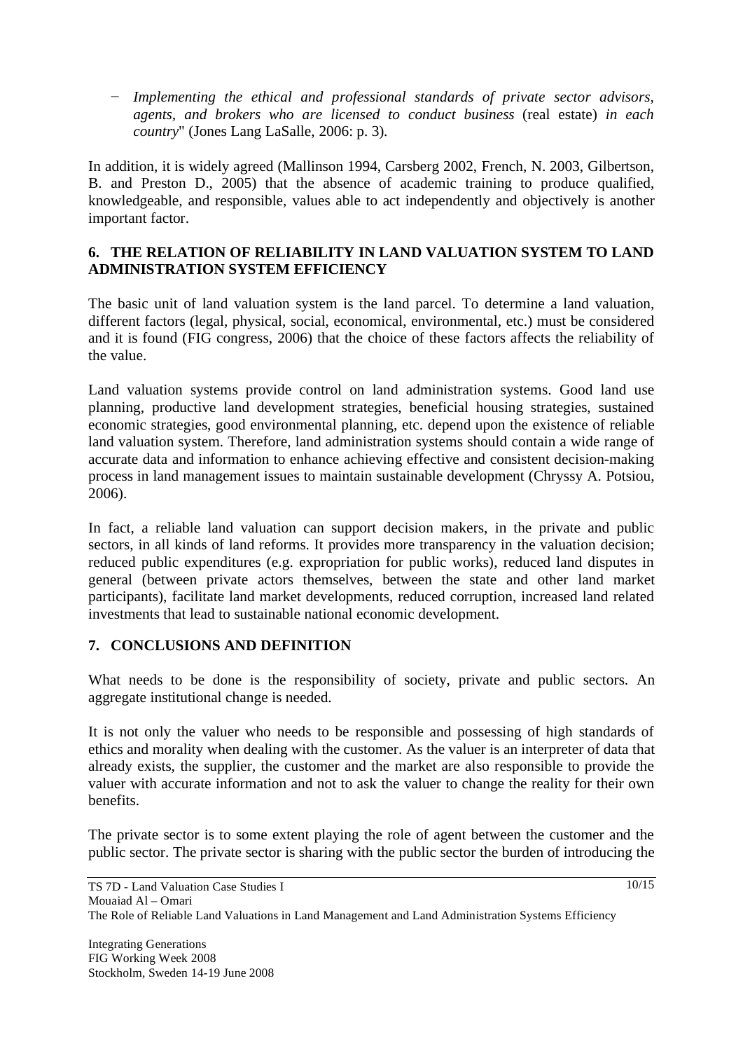- *Implementing the ethical and professional standards of private sector advisors, agents, and brokers who are licensed to conduct business* (real estate) *in each country*" (Jones Lang LaSalle, 2006: p. 3).

In addition, it is widely agreed (Mallinson 1994, Carsberg 2002, French, N. 2003, Gilbertson, B. and Preston D., 2005) that the absence of academic training to produce qualified, knowledgeable, and responsible, values able to act independently and objectively is another important factor.

## 6. THE RELATION OF RELIABILITY IN LAND VALUATION SYSTEM TO LAND ADMINISTRATION SYSTEM EFFICIENCY

The basic unit of land valuation system is the land parcel. To determine a land valuation, different factors (legal, physical, social, economical, environmental, etc.) must be considered and it is found (FIG congress, 2006) that the choice of these factors affects the reliability of the value.

Land valuation systems provide control on land administration systems. Good land use planning, productive land development strategies, beneficial housing strategies, sustained economic strategies, good environmental planning, etc. depend upon the existence of reliable land valuation system. Therefore, land administration systems should contain a wide range of accurate data and information to enhance achieving effective and consistent decision-making process in land management issues to maintain sustainable development (Chryssy A. Potsiou, 2006).

In fact, a reliable land valuation can support decision makers, in the private and public sectors, in all kinds of land reforms. It provides more transparency in the valuation decision; reduced public expenditures (e.g. expropriation for public works), reduced land disputes in general (between private actors themselves, between the state and other land market participants), facilitate land market developments, reduced corruption, increased land related investments that lead to sustainable national economic development.

## 7. CONCLUSIONS AND DEFINITION

What needs to be done is the responsibility of society, private and public sectors. An aggregate institutional change is needed.

It is not only the valuer who needs to be responsible and possessing of high standards of ethics and morality when dealing with the customer. As the valuer is an interpreter of data that already exists, the supplier, the customer and the market are also responsible to provide the valuer with accurate information and not to ask the valuer to change the reality for their own benefits.

The private sector is to some extent playing the role of agent between the customer and the public sector. The private sector is sharing with the public sector the burden of introducing the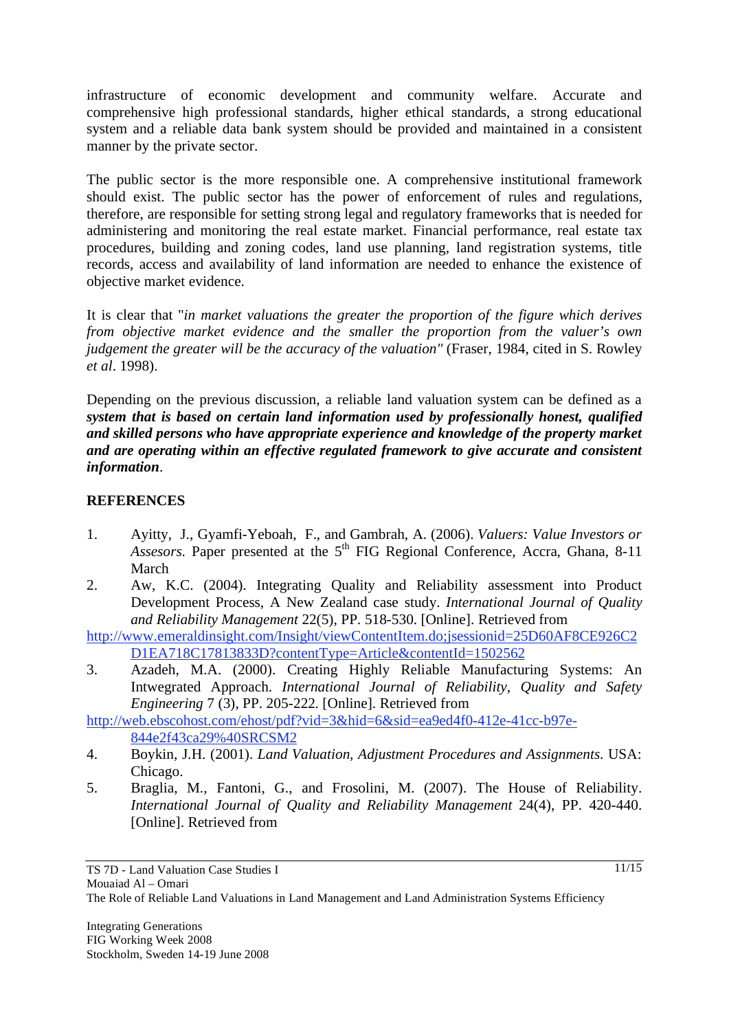infrastructure of economic development and community welfare. Accurate and comprehensive high professional standards, higher ethical standards, a strong educational system and a reliable data bank system should be provided and maintained in a consistent manner by the private sector.

The public sector is the more responsible one. A comprehensive institutional framework should exist. The public sector has the power of enforcement of rules and regulations, therefore, are responsible for setting strong legal and regulatory frameworks that is needed for administering and monitoring the real estate market. Financial performance, real estate tax procedures, building and zoning codes, land use planning, land registration systems, title records, access and availability of land information are needed to enhance the existence of objective market evidence.

It is clear that "*in market valuations the greater the proportion of the figure which derives from objective market evidence and the smaller the proportion from the valuer's own judgement the greater will be the accuracy of the valuation"* (Fraser, 1984, cited in S. Rowley *et al*. 1998).

Depending on the previous discussion, a reliable land valuation system can be defined as a ***system that is based on certain land information used by professionally honest, qualified and skilled persons who have appropriate experience and knowledge of the property market and are operating within an effective regulated framework to give accurate and consistent information***.

## REFERENCES

1. Ayitty, J., Gyamfi-Yeboah, F., and Gambrah, A. (2006). *Valuers: Value Investors or Assesors.* Paper presented at the 5th FIG Regional Conference, Accra, Ghana, 8-11 March
2. Aw, K.C. (2004). Integrating Quality and Reliability assessment into Product Development Process, A New Zealand case study. *International Journal of Quality and Reliability Management* 22(5), PP. 518-530. [Online]. Retrieved from http://www.emeraldinsight.com/Insight/viewContentItem.do;jsessionid=25D60AF8CE926C2D1EA718C17813833D?contentType=Article&contentId=1502562
3. Azadeh, M.A. (2000). Creating Highly Reliable Manufacturing Systems: An Intwegrated Approach. *International Journal of Reliability, Quality and Safety Engineering* 7 (3), PP. 205-222. [Online]. Retrieved from http://web.ebscohost.com/ehost/pdf?vid=3&hid=6&sid=ea9ed4f0-412e-41cc-b97e-844e2f43ca29%40SRCSM2
4. Boykin, J.H. (2001). *Land Valuation, Adjustment Procedures and Assignments*. USA: Chicago.
5. Braglia, M., Fantoni, G., and Frosolini, M. (2007). The House of Reliability. *International Journal of Quality and Reliability Management* 24(4), PP. 420-440. [Online]. Retrieved from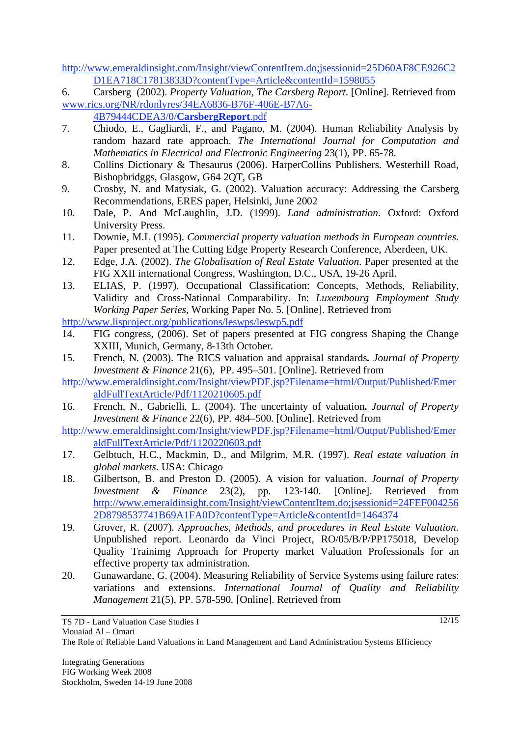http://www.emeraldinsight.com/Insight/viewContentItem.do;jsessionid=25D60AF8CE926C2D1EA718C17813833D?contentType=Article&contentId=1598055

6. Carsberg (2002). *Property Valuation, The Carsberg Report*. [Online]. Retrieved from www.rics.org/NR/rdonlyres/34EA6836-B76F-406E-B7A6-4B79444CDEA3/0/**CarsbergReport**.pdf
7. Chiodo, E., Gagliardi, F., and Pagano, M. (2004). Human Reliability Analysis by random hazard rate approach. *The International Journal for Computation and Mathematics in Electrical and Electronic Engineering* 23(1), PP. 65-78.
8. Collins Dictionary & Thesaurus (2006). HarperCollins Publishers. Westerhill Road, Bishopbridggs, Glasgow, G64 2QT, GB
9. Crosby, N. and Matysiak, G. (2002). Valuation accuracy: Addressing the Carsberg Recommendations, ERES paper, Helsinki, June 2002
10. Dale, P. And McLaughlin, J.D. (1999). *Land administration*. Oxford: Oxford University Press.
11. Downie, M.L (1995). *Commercial property valuation methods in European countries.* Paper presented at The Cutting Edge Property Research Conference, Aberdeen, UK.
12. Edge, J.A. (2002). *The Globalisation of Real Estate Valuation*. Paper presented at the FIG XXII international Congress, Washington, D.C., USA, 19-26 April.
13. ELIAS, P. (1997). Occupational Classification: Concepts, Methods, Reliability, Validity and Cross-National Comparability. In: *Luxembourg Employment Study Working Paper Series*, Working Paper No. 5. [Online]. Retrieved from http://www.lisproject.org/publications/leswps/leswp5.pdf
14. FIG congress, (2006). Set of papers presented at FIG congress Shaping the Change XXIII, Munich, Germany, 8-13th October.
15. French, N. (2003). The RICS valuation and appraisal standards**.** *Journal of Property Investment & Finance* 21(6), PP. 495–501. [Online]. Retrieved from http://www.emeraldinsight.com/Insight/viewPDF.jsp?Filename=html/Output/Published/EmeraldFullTextArticle/Pdf/1120210605.pdf
16. French, N., Gabrielli, L. (2004). The uncertainty of valuation**.** *Journal of Property Investment & Finance* 22(6), PP. 484–500. [Online]. Retrieved from http://www.emeraldinsight.com/Insight/viewPDF.jsp?Filename=html/Output/Published/EmeraldFullTextArticle/Pdf/1120220603.pdf
17. Gelbtuch, H.C., Mackmin, D., and Milgrim, M.R. (1997). *Real estate valuation in global markets.* USA: Chicago
18. Gilbertson, B. and Preston D. (2005). A vision for valuation. *Journal of Property Investment & Finance* 23(2), pp. 123-140. [Online]. Retrieved from http://www.emeraldinsight.com/Insight/viewContentItem.do;jsessionid=24FEF0042562D8798537741B69A1FA0D?contentType=Article&contentId=1464374
19. Grover, R. (2007). *Approaches, Methods, and procedures in Real Estate Valuation*. Unpublished report. Leonardo da Vinci Project, RO/05/B/P/PP175018, Develop Quality Trainimg Approach for Property market Valuation Professionals for an effective property tax administration.
20. Gunawardane, G. (2004). Measuring Reliability of Service Systems using failure rates: variations and extensions. *International Journal of Quality and Reliability Management* 21(5), PP. 578-590. [Online]. Retrieved from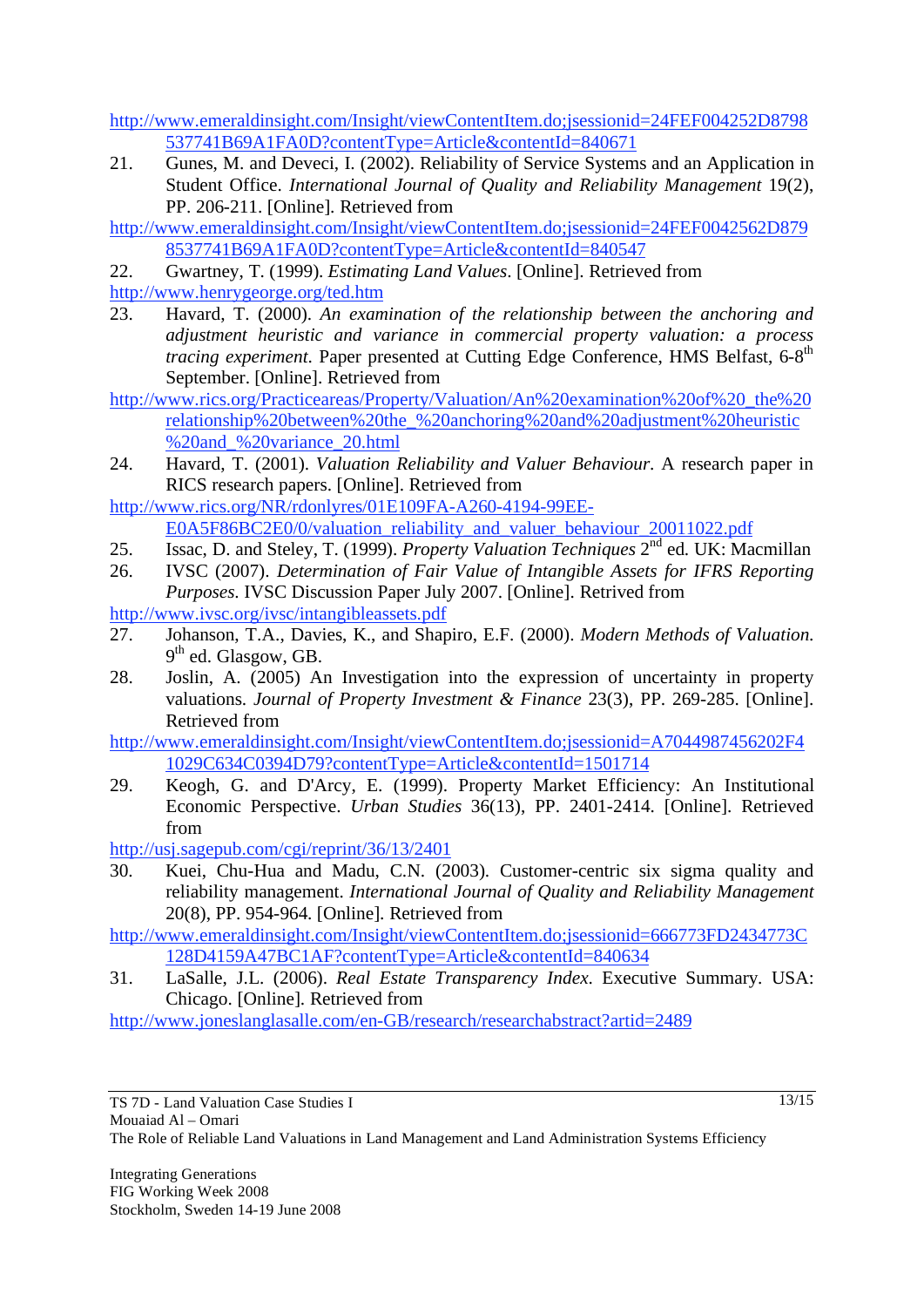http://www.emeraldinsight.com/Insight/viewContentItem.do;jsessionid=24FEF004252D8798537741B69A1FA0D?contentType=Article&contentId=840671

21. Gunes, M. and Deveci, I. (2002). Reliability of Service Systems and an Application in Student Office. *International Journal of Quality and Reliability Management* 19(2), PP. 206-211. [Online]. Retrieved from http://www.emeraldinsight.com/Insight/viewContentItem.do;jsessionid=24FEF0042562D8798537741B69A1FA0D?contentType=Article&contentId=840547

22. Gwartney, T. (1999). *Estimating Land Values*. [Online]. Retrieved from http://www.henrygeorge.org/ted.htm

23. Havard, T. (2000). *An examination of the relationship between the anchoring and adjustment heuristic and variance in commercial property valuation: a process tracing experiment*. Paper presented at Cutting Edge Conference, HMS Belfast, 6-8th September. [Online]. Retrieved from http://www.rics.org/Practiceareas/Property/Valuation/An%20examination%20of%20_the%20relationship%20between%20the_%20anchoring%20and%20adjustment%20heuristic%20and_%20variance_20.html

24. Havard, T. (2001). *Valuation Reliability and Valuer Behaviour*. A research paper in RICS research papers. [Online]. Retrieved from http://www.rics.org/NR/rdonlyres/01E109FA-A260-4194-99EE-E0A5F86BC2E0/0/valuation_reliability_and_valuer_behaviour_20011022.pdf

25. Issac, D. and Steley, T. (1999). *Property Valuation Techniques* 2nd ed. UK: Macmillan

26. IVSC (2007). *Determination of Fair Value of Intangible Assets for IFRS Reporting Purposes*. IVSC Discussion Paper July 2007. [Online]. Retrived from http://www.ivsc.org/ivsc/intangibleassets.pdf

27. Johanson, T.A., Davies, K., and Shapiro, E.F. (2000). *Modern Methods of Valuation*. 9th ed. Glasgow, GB.

28. Joslin, A. (2005) An Investigation into the expression of uncertainty in property valuations. *Journal of Property Investment & Finance* 23(3), PP. 269-285. [Online]. Retrieved from http://www.emeraldinsight.com/Insight/viewContentItem.do;jsessionid=A7044987456202F41029C634C0394D79?contentType=Article&contentId=1501714

29. Keogh, G. and D'Arcy, E. (1999). Property Market Efficiency: An Institutional Economic Perspective. *Urban Studies* 36(13), PP. 2401-2414. [Online]. Retrieved from http://usj.sagepub.com/cgi/reprint/36/13/2401

30. Kuei, Chu-Hua and Madu, C.N. (2003). Customer-centric six sigma quality and reliability management. *International Journal of Quality and Reliability Management* 20(8), PP. 954-964. [Online]. Retrieved from http://www.emeraldinsight.com/Insight/viewContentItem.do;jsessionid=666773FD2434773C128D4159A47BC1AF?contentType=Article&contentId=840634

31. LaSalle, J.L. (2006). *Real Estate Transparency Index*. Executive Summary. USA: Chicago. [Online]. Retrieved from http://www.joneslanglasalle.com/en-GB/research/researchabstract?artid=2489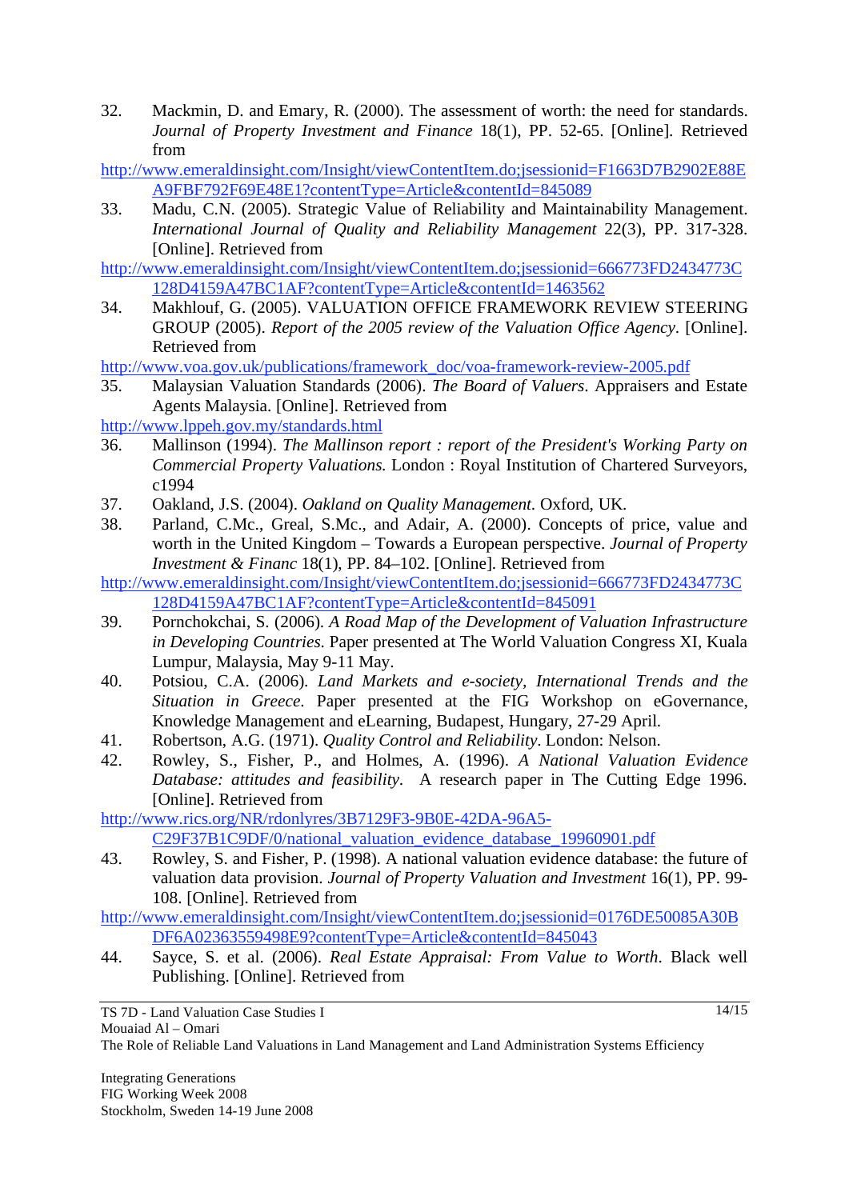32. Mackmin, D. and Emary, R. (2000). The assessment of worth: the need for standards. *Journal of Property Investment and Finance* 18(1), PP. 52-65. [Online]. Retrieved from http://www.emeraldinsight.com/Insight/viewContentItem.do;jsessionid=F1663D7B2902E88EA9FBF792F69E48E1?contentType=Article&contentId=845089
33. Madu, C.N. (2005). Strategic Value of Reliability and Maintainability Management. *International Journal of Quality and Reliability Management* 22(3), PP. 317-328. [Online]. Retrieved from http://www.emeraldinsight.com/Insight/viewContentItem.do;jsessionid=666773FD2434773C128D4159A47BC1AF?contentType=Article&contentId=1463562
34. Makhlouf, G. (2005). VALUATION OFFICE FRAMEWORK REVIEW STEERING GROUP (2005). *Report of the 2005 review of the Valuation Office Agency*. [Online]. Retrieved from http://www.voa.gov.uk/publications/framework_doc/voa-framework-review-2005.pdf
35. Malaysian Valuation Standards (2006). *The Board of Valuers*. Appraisers and Estate Agents Malaysia. [Online]. Retrieved from http://www.lppeh.gov.my/standards.html
36. Mallinson (1994). *The Mallinson report : report of the President's Working Party on Commercial Property Valuations*. London : Royal Institution of Chartered Surveyors, c1994
37. Oakland, J.S. (2004). *Oakland on Quality Management*. Oxford, UK.
38. Parland, C.Mc., Greal, S.Mc., and Adair, A. (2000). Concepts of price, value and worth in the United Kingdom – Towards a European perspective. *Journal of Property Investment & Financ* 18(1), PP. 84–102. [Online]. Retrieved from http://www.emeraldinsight.com/Insight/viewContentItem.do;jsessionid=666773FD2434773C128D4159A47BC1AF?contentType=Article&contentId=845091
39. Pornchokchai, S. (2006). *A Road Map of the Development of Valuation Infrastructure in Developing Countries*. Paper presented at The World Valuation Congress XI, Kuala Lumpur, Malaysia, May 9-11 May.
40. Potsiou, C.A. (2006). *Land Markets and e-society, International Trends and the Situation in Greece*. Paper presented at the FIG Workshop on eGovernance, Knowledge Management and eLearning, Budapest, Hungary, 27-29 April.
41. Robertson, A.G. (1971). *Quality Control and Reliability*. London: Nelson.
42. Rowley, S., Fisher, P., and Holmes, A. (1996). *A National Valuation Evidence Database: attitudes and feasibility*. A research paper in The Cutting Edge 1996. [Online]. Retrieved from http://www.rics.org/NR/rdonlyres/3B7129F3-9B0E-42DA-96A5-C29F37B1C9DF/0/national_valuation_evidence_database_19960901.pdf
43. Rowley, S. and Fisher, P. (1998). A national valuation evidence database: the future of valuation data provision. *Journal of Property Valuation and Investment* 16(1), PP. 99-108. [Online]. Retrieved from http://www.emeraldinsight.com/Insight/viewContentItem.do;jsessionid=0176DE50085A30BDF6A02363559498E9?contentType=Article&contentId=845043
44. Sayce, S. et al. (2006). *Real Estate Appraisal: From Value to Worth*. Black well Publishing. [Online]. Retrieved from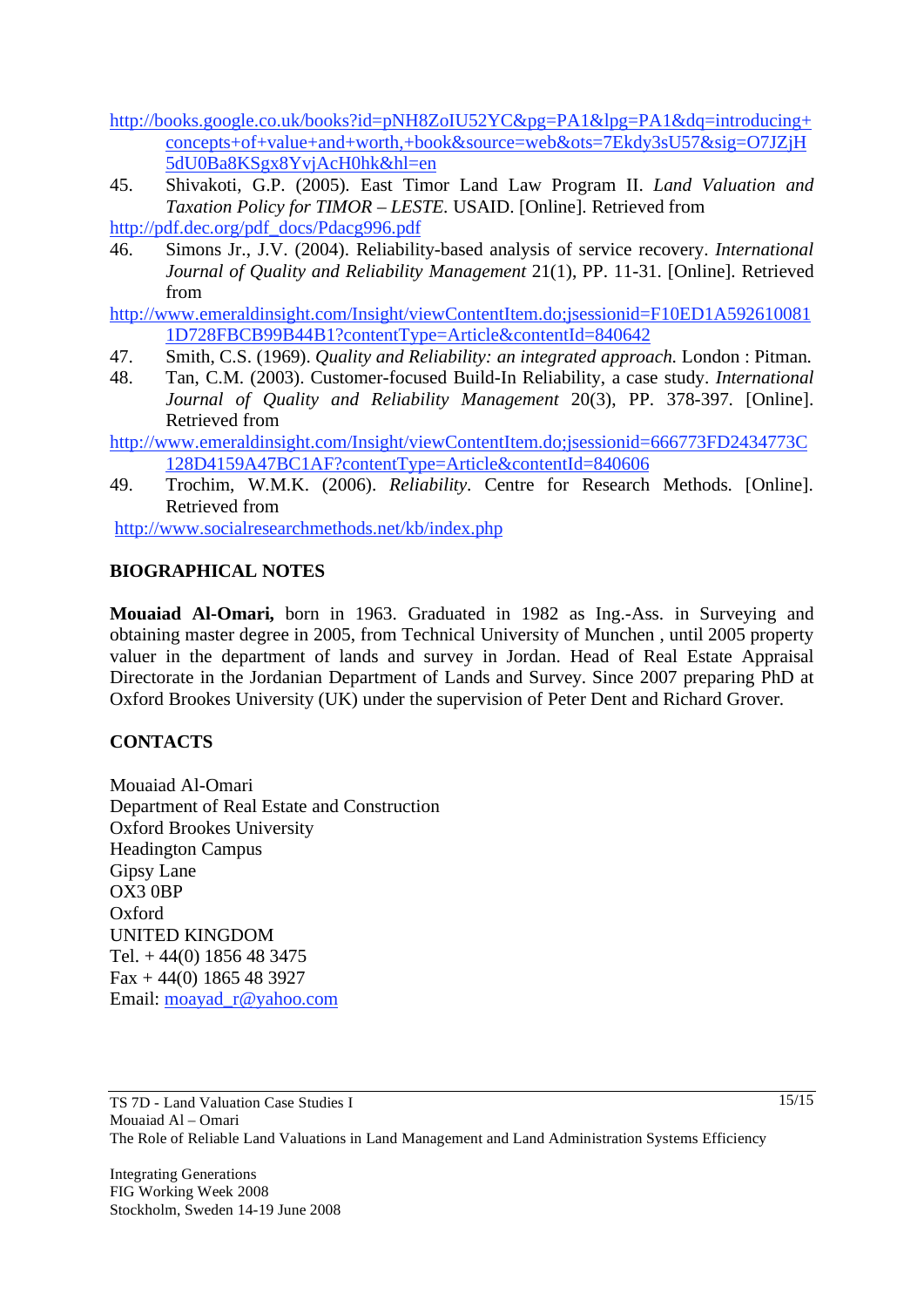http://books.google.co.uk/books?id=pNH8ZoIU52YC&pg=PA1&lpg=PA1&dq=introducing+concepts+of+value+and+worth,+book&source=web&ots=7Ekdy3sU57&sig=O7JZjH5dU0Ba8KSgx8YvjAcH0hk&hl=en

45. Shivakoti, G.P. (2005). East Timor Land Law Program II. *Land Valuation and Taxation Policy for TIMOR – LESTE*. USAID. [Online]. Retrieved from http://pdf.dec.org/pdf_docs/Pdacg996.pdf

46. Simons Jr., J.V. (2004). Reliability-based analysis of service recovery. *International Journal of Quality and Reliability Management* 21(1), PP. 11-31. [Online]. Retrieved from http://www.emeraldinsight.com/Insight/viewContentItem.do;jsessionid=F10ED1A5926100811D728FBCB99B44B1?contentType=Article&contentId=840642

47. Smith, C.S. (1969). *Quality and Reliability: an integrated approach.* London : Pitman.

48. Tan, C.M. (2003). Customer-focused Build-In Reliability, a case study. *International Journal of Quality and Reliability Management* 20(3), PP. 378-397. [Online]. Retrieved from http://www.emeraldinsight.com/Insight/viewContentItem.do;jsessionid=666773FD2434773C128D4159A47BC1AF?contentType=Article&contentId=840606

49. Trochim, W.M.K. (2006). *Reliability*. Centre for Research Methods. [Online]. Retrieved from http://www.socialresearchmethods.net/kb/index.php

## BIOGRAPHICAL NOTES

**Mouaiad Al-Omari,** born in 1963. Graduated in 1982 as Ing.-Ass. in Surveying and obtaining master degree in 2005, from Technical University of Munchen , until 2005 property valuer in the department of lands and survey in Jordan. Head of Real Estate Appraisal Directorate in the Jordanian Department of Lands and Survey. Since 2007 preparing PhD at Oxford Brookes University (UK) under the supervision of Peter Dent and Richard Grover.

## CONTACTS

Mouaiad Al-Omari
Department of Real Estate and Construction
Oxford Brookes University
Headington Campus
Gipsy Lane
OX3 0BP
Oxford
UNITED KINGDOM
Tel. + 44(0) 1856 48 3475
Fax + 44(0) 1865 48 3927
Email: moayad_r@yahoo.com